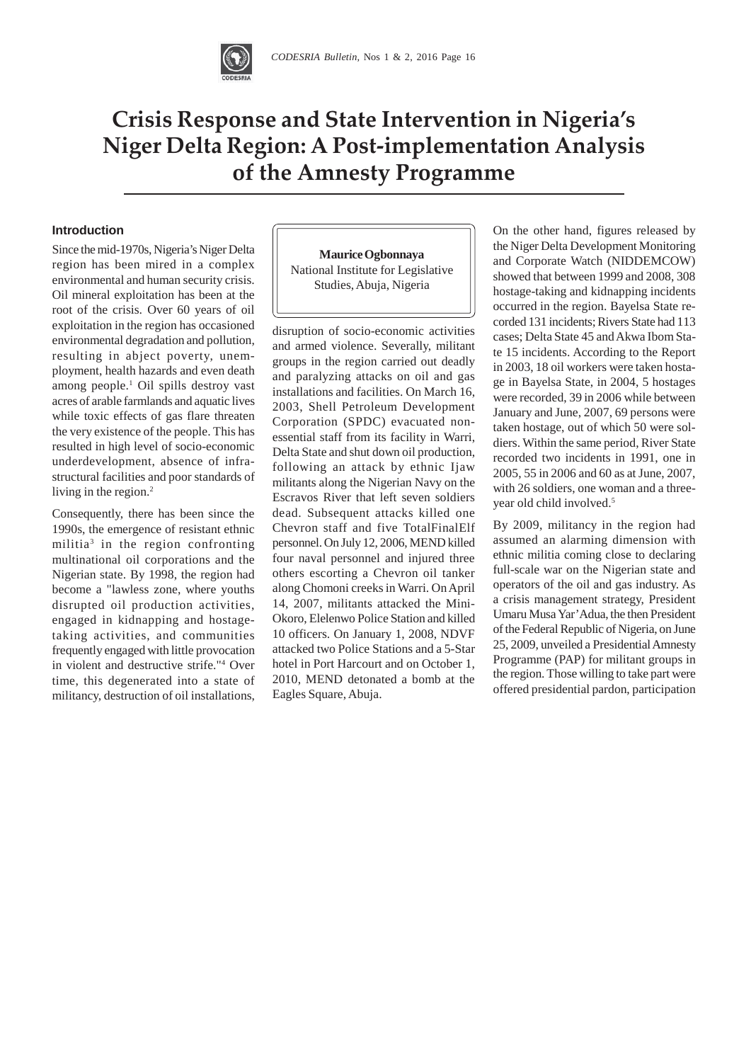# Crisis Response and State Intervention in Nigeria's Niger Delta Region: A Post-implementation Analysis of the Amnesty Programme

**Maurice Ogbonnaya**
National Institute for Legislative Studies, Abuja, Nigeria

## Introduction

Since the mid-1970s, Nigeria's Niger Delta region has been mired in a complex environmental and human security crisis. Oil mineral exploitation has been at the root of the crisis. Over 60 years of oil exploitation in the region has occasioned environmental degradation and pollution, resulting in abject poverty, unemployment, health hazards and even death among people.[1] Oil spills destroy vast acres of arable farmlands and aquatic lives while toxic effects of gas flare threaten the very existence of the people. This has resulted in high level of socio-economic underdevelopment, absence of infrastructural facilities and poor standards of living in the region.[2]

Consequently, there has been since the 1990s, the emergence of resistant ethnic militia[3] in the region confronting multinational oil corporations and the Nigerian state. By 1998, the region had become a "lawless zone, where youths disrupted oil production activities, engaged in kidnapping and hostage-taking activities, and communities frequently engaged with little provocation in violent and destructive strife."[4] Over time, this degenerated into a state of militancy, destruction of oil installations, disruption of socio-economic activities and armed violence. Severally, militant groups in the region carried out deadly and paralyzing attacks on oil and gas installations and facilities. On March 16, 2003, Shell Petroleum Development Corporation (SPDC) evacuated non-essential staff from its facility in Warri, Delta State and shut down oil production, following an attack by ethnic Ijaw militants along the Nigerian Navy on the Escravos River that left seven soldiers dead. Subsequent attacks killed one Chevron staff and five TotalFinalElf personnel. On July 12, 2006, MEND killed four naval personnel and injured three others escorting a Chevron oil tanker along Chomoni creeks in Warri. On April 14, 2007, militants attacked the Mini-Okoro, Elelenwo Police Station and killed 10 officers. On January 1, 2008, NDVF attacked two Police Stations and a 5-Star hotel in Port Harcourt and on October 1, 2010, MEND detonated a bomb at the Eagles Square, Abuja.

On the other hand, figures released by the Niger Delta Development Monitoring and Corporate Watch (NIDDEMCOW) showed that between 1999 and 2008, 308 hostage-taking and kidnapping incidents occurred in the region. Bayelsa State recorded 131 incidents; Rivers State had 113 cases; Delta State 45 and Akwa Ibom State 15 incidents. According to the Report in 2003, 18 oil workers were taken hostage in Bayelsa State, in 2004, 5 hostages were recorded, 39 in 2006 while between January and June, 2007, 69 persons were taken hostage, out of which 50 were soldiers. Within the same period, River State recorded two incidents in 1991, one in 2005, 55 in 2006 and 60 as at June, 2007, with 26 soldiers, one woman and a three-year old child involved.[5]

By 2009, militancy in the region had assumed an alarming dimension with ethnic militia coming close to declaring full-scale war on the Nigerian state and operators of the oil and gas industry. As a crisis management strategy, President Umaru Musa Yar'Adua, the then President of the Federal Republic of Nigeria, on June 25, 2009, unveiled a Presidential Amnesty Programme (PAP) for militant groups in the region. Those willing to take part were offered presidential pardon, participation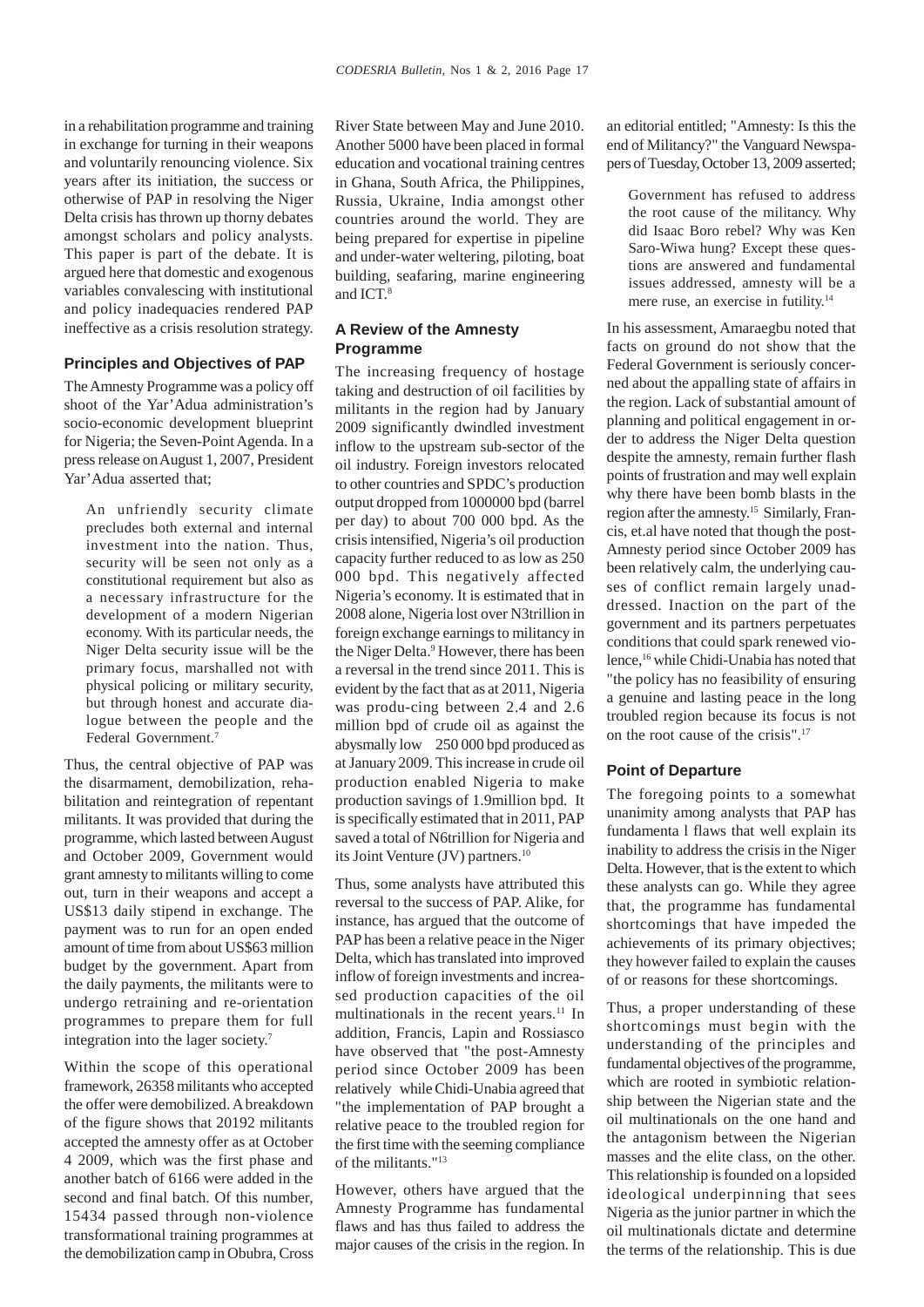in a rehabilitation programme and training in exchange for turning in their weapons and voluntarily renouncing violence. Six years after its initiation, the success or otherwise of PAP in resolving the Niger Delta crisis has thrown up thorny debates amongst scholars and policy analysts. This paper is part of the debate. It is argued here that domestic and exogenous variables convalescing with institutional and policy inadequacies rendered PAP ineffective as a crisis resolution strategy.

### Principles and Objectives of PAP

The Amnesty Programme was a policy off shoot of the Yar'Adua administration's socio-economic development blueprint for Nigeria; the Seven-Point Agenda. In a press release on August 1, 2007, President Yar'Adua asserted that;

> An unfriendly security climate precludes both external and internal investment into the nation. Thus, security will be seen not only as a constitutional requirement but also as a necessary infrastructure for the development of a modern Nigerian economy. With its particular needs, the Niger Delta security issue will be the primary focus, marshalled not with physical policing or military security, but through honest and accurate dialogue between the people and the Federal Government.[7]

Thus, the central objective of PAP was the disarmament, demobilization, rehabilitation and reintegration of repentant militants. It was provided that during the programme, which lasted between August and October 2009, Government would grant amnesty to militants willing to come out, turn in their weapons and accept a US$13 daily stipend in exchange. The payment was to run for an open ended amount of time from about US$63 million budget by the government. Apart from the daily payments, the militants were to undergo retraining and re-orientation programmes to prepare them for full integration into the lager society.[7]

Within the scope of this operational framework, 26358 militants who accepted the offer were demobilized. A breakdown of the figure shows that 20192 militants accepted the amnesty offer as at October 4 2009, which was the first phase and another batch of 6166 were added in the second and final batch. Of this number, 15434 passed through non-violence transformational training programmes at the demobilization camp in Obubra, Cross River State between May and June 2010. Another 5000 have been placed in formal education and vocational training centres in Ghana, South Africa, the Philippines, Russia, Ukraine, India amongst other countries around the world. They are being prepared for expertise in pipeline and under-water weltering, piloting, boat building, seafaring, marine engineering and ICT.[8]

### A Review of the Amnesty Programme

The increasing frequency of hostage taking and destruction of oil facilities by militants in the region had by January 2009 significantly dwindled investment inflow to the upstream sub-sector of the oil industry. Foreign investors relocated to other countries and SPDC's production output dropped from 1000000 bpd (barrel per day) to about 700 000 bpd. As the crisis intensified, Nigeria's oil production capacity further reduced to as low as 250 000 bpd. This negatively affected Nigeria's economy. It is estimated that in 2008 alone, Nigeria lost over N3trillion in foreign exchange earnings to militancy in the Niger Delta.[9] However, there has been a reversal in the trend since 2011. This is evident by the fact that as at 2011, Nigeria was produ-cing between 2.4 and 2.6 million bpd of crude oil as against the abysmally low 250 000 bpd produced as at January 2009. This increase in crude oil production enabled Nigeria to make production savings of 1.9million bpd. It is specifically estimated that in 2011, PAP saved a total of N6trillion for Nigeria and its Joint Venture (JV) partners.[10]

Thus, some analysts have attributed this reversal to the success of PAP. Alike, for instance, has argued that the outcome of PAP has been a relative peace in the Niger Delta, which has translated into improved inflow of foreign investments and increased production capacities of the oil multinationals in the recent years.[11] In addition, Francis, Lapin and Rossiasco have observed that "the post-Amnesty period since October 2009 has been relatively while Chidi-Unabia agreed that "the implementation of PAP brought a relative peace to the troubled region for the first time with the seeming compliance of the militants."[13]

However, others have argued that the Amnesty Programme has fundamental flaws and has thus failed to address the major causes of the crisis in the region. In an editorial entitled; "Amnesty: Is this the end of Militancy?" the Vanguard Newspapers of Tuesday, October 13, 2009 asserted;

> Government has refused to address the root cause of the militancy. Why did Isaac Boro rebel? Why was Ken Saro-Wiwa hung? Except these questions are answered and fundamental issues addressed, amnesty will be a mere ruse, an exercise in futility.[14]

In his assessment, Amaraegbu noted that facts on ground do not show that the Federal Government is seriously concerned about the appalling state of affairs in the region. Lack of substantial amount of planning and political engagement in order to address the Niger Delta question despite the amnesty, remain further flash points of frustration and may well explain why there have been bomb blasts in the region after the amnesty.[15] Similarly, Francis, et.al have noted that though the post-Amnesty period since October 2009 has been relatively calm, the underlying causes of conflict remain largely unaddressed. Inaction on the part of the government and its partners perpetuates conditions that could spark renewed violence,[16] while Chidi-Unabia has noted that "the policy has no feasibility of ensuring a genuine and lasting peace in the long troubled region because its focus is not on the root cause of the crisis".[17]

### Point of Departure

The foregoing points to a somewhat unanimity among analysts that PAP has fundamenta l flaws that well explain its inability to address the crisis in the Niger Delta. However, that is the extent to which these analysts can go. While they agree that, the programme has fundamental shortcomings that have impeded the achievements of its primary objectives; they however failed to explain the causes of or reasons for these shortcomings.

Thus, a proper understanding of these shortcomings must begin with the understanding of the principles and fundamental objectives of the programme, which are rooted in symbiotic relationship between the Nigerian state and the oil multinationals on the one hand and the antagonism between the Nigerian masses and the elite class, on the other. This relationship is founded on a lopsided ideological underpinning that sees Nigeria as the junior partner in which the oil multinationals dictate and determine the terms of the relationship. This is due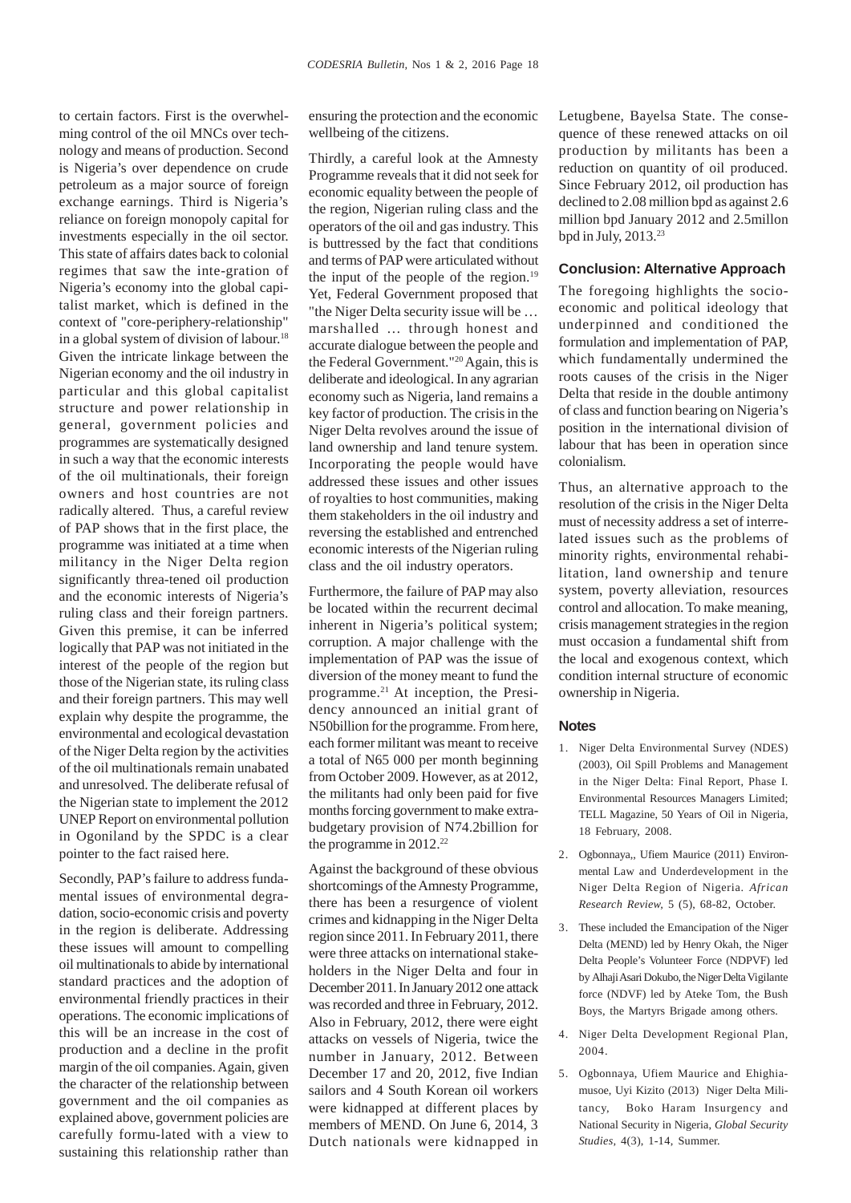to certain factors. First is the overwhelming control of the oil MNCs over technology and means of production. Second is Nigeria's over dependence on crude petroleum as a major source of foreign exchange earnings. Third is Nigeria's reliance on foreign monopoly capital for investments especially in the oil sector. This state of affairs dates back to colonial regimes that saw the inte-gration of Nigeria's economy into the global capitalist market, which is defined in the context of "core-periphery-relationship" in a global system of division of labour.[18] Given the intricate linkage between the Nigerian economy and the oil industry in particular and this global capitalist structure and power relationship in general, government policies and programmes are systematically designed in such a way that the economic interests of the oil multinationals, their foreign owners and host countries are not radically altered. Thus, a careful review of PAP shows that in the first place, the programme was initiated at a time when militancy in the Niger Delta region significantly threa-tened oil production and the economic interests of Nigeria's ruling class and their foreign partners. Given this premise, it can be inferred logically that PAP was not initiated in the interest of the people of the region but those of the Nigerian state, its ruling class and their foreign partners. This may well explain why despite the programme, the environmental and ecological devastation of the Niger Delta region by the activities of the oil multinationals remain unabated and unresolved. The deliberate refusal of the Nigerian state to implement the 2012 UNEP Report on environmental pollution in Ogoniland by the SPDC is a clear pointer to the fact raised here.

Secondly, PAP's failure to address fundamental issues of environmental degradation, socio-economic crisis and poverty in the region is deliberate. Addressing these issues will amount to compelling oil multinationals to abide by international standard practices and the adoption of environmental friendly practices in their operations. The economic implications of this will be an increase in the cost of production and a decline in the profit margin of the oil companies. Again, given the character of the relationship between government and the oil companies as explained above, government policies are carefully formu-lated with a view to sustaining this relationship rather than ensuring the protection and the economic wellbeing of the citizens.

Thirdly, a careful look at the Amnesty Programme reveals that it did not seek for economic equality between the people of the region, Nigerian ruling class and the operators of the oil and gas industry. This is buttressed by the fact that conditions and terms of PAP were articulated without the input of the people of the region.[19] Yet, Federal Government proposed that "the Niger Delta security issue will be … marshalled ... through honest and accurate dialogue between the people and the Federal Government."[20] Again, this is deliberate and ideological. In any agrarian economy such as Nigeria, land remains a key factor of production. The crisis in the Niger Delta revolves around the issue of land ownership and land tenure system. Incorporating the people would have addressed these issues and other issues of royalties to host communities, making them stakeholders in the oil industry and reversing the established and entrenched economic interests of the Nigerian ruling class and the oil industry operators.

Furthermore, the failure of PAP may also be located within the recurrent decimal inherent in Nigeria's political system; corruption. A major challenge with the implementation of PAP was the issue of diversion of the money meant to fund the programme.[21] At inception, the Presidency announced an initial grant of N50billion for the programme. From here, each former militant was meant to receive a total of N65 000 per month beginning from October 2009. However, as at 2012, the militants had only been paid for five months forcing government to make extra-budgetary provision of N74.2billion for the programme in 2012.[22]

Against the background of these obvious shortcomings of the Amnesty Programme, there has been a resurgence of violent crimes and kidnapping in the Niger Delta region since 2011. In February 2011, there were three attacks on international stakeholders in the Niger Delta and four in December 2011. In January 2012 one attack was recorded and three in February, 2012. Also in February, 2012, there were eight attacks on vessels of Nigeria, twice the number in January, 2012. Between December 17 and 20, 2012, five Indian sailors and 4 South Korean oil workers were kidnapped at different places by members of MEND. On June 6, 2014, 3 Dutch nationals were kidnapped in Letugbene, Bayelsa State. The consequence of these renewed attacks on oil production by militants has been a reduction on quantity of oil produced. Since February 2012, oil production has declined to 2.08 million bpd as against 2.6 million bpd January 2012 and 2.5millon bpd in July, 2013.[23]

### Conclusion: Alternative Approach

The foregoing highlights the socio-economic and political ideology that underpinned and conditioned the formulation and implementation of PAP, which fundamentally undermined the roots causes of the crisis in the Niger Delta that reside in the double antimony of class and function bearing on Nigeria's position in the international division of labour that has been in operation since colonialism.

Thus, an alternative approach to the resolution of the crisis in the Niger Delta must of necessity address a set of interrelated issues such as the problems of minority rights, environmental rehabilitation, land ownership and tenure system, poverty alleviation, resources control and allocation. To make meaning, crisis management strategies in the region must occasion a fundamental shift from the local and exogenous context, which condition internal structure of economic ownership in Nigeria.

### Notes

1. Niger Delta Environmental Survey (NDES) (2003), Oil Spill Problems and Management in the Niger Delta: Final Report, Phase I. Environmental Resources Managers Limited; TELL Magazine, 50 Years of Oil in Nigeria, 18 February, 2008.
2. Ogbonnaya,, Ufiem Maurice (2011) Environmental Law and Underdevelopment in the Niger Delta Region of Nigeria. *African Research Review*, 5 (5), 68-82, October.
3. These included the Emancipation of the Niger Delta (MEND) led by Henry Okah, the Niger Delta People's Volunteer Force (NDPVF) led by Alhaji Asari Dokubo, the Niger Delta Vigilante force (NDVF) led by Ateke Tom, the Bush Boys, the Martyrs Brigade among others.
4. Niger Delta Development Regional Plan, 2004.
5. Ogbonnaya, Ufiem Maurice and Ehighiamusoe, Uyi Kizito (2013) Niger Delta Militancy, Boko Haram Insurgency and National Security in Nigeria, *Global Security Studies*, 4(3), 1-14, Summer.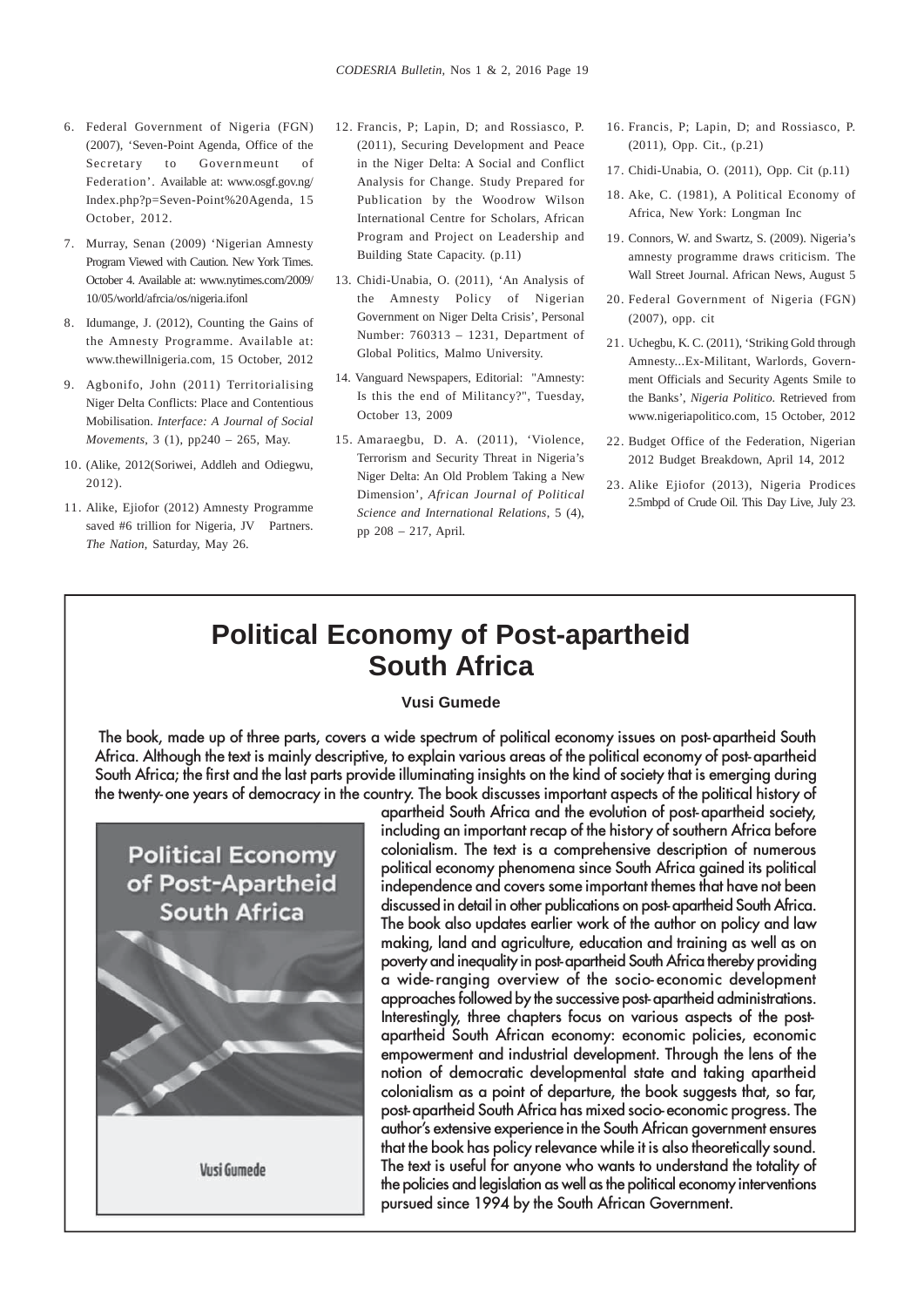6. Federal Government of Nigeria (FGN) (2007), 'Seven-Point Agenda, Office of the Secretary to Governmeunt of Federation'. Available at: www.osgf.gov.ng/Index.php?p=Seven-Point%20Agenda, 15 October, 2012.

7. Murray, Senan (2009) 'Nigerian Amnesty Program Viewed with Caution. New York Times. October 4. Available at: www.nytimes.com/2009/10/05/world/afrcia/os/nigeria.ifonl

8. Idumange, J. (2012), Counting the Gains of the Amnesty Programme. Available at: www.thewillnigeria.com, 15 October, 2012

9. Agbonifo, John (2011) Territorialising Niger Delta Conflicts: Place and Contentious Mobilisation. *Interface: A Journal of Social Movements*, 3 (1), pp240 – 265, May.

10. (Alike, 2012(Soriwei, Addleh and Odiegwu, 2012).

11. Alike, Ejiofor (2012) Amnesty Programme saved #6 trillion for Nigeria, JV Partners. *The Nation*, Saturday, May 26.

12. Francis, P; Lapin, D; and Rossiasco, P. (2011), Securing Development and Peace in the Niger Delta: A Social and Conflict Analysis for Change. Study Prepared for Publication by the Woodrow Wilson International Centre for Scholars, African Program and Project on Leadership and Building State Capacity. (p.11)

13. Chidi-Unabia, O. (2011), 'An Analysis of the Amnesty Policy of Nigerian Government on Niger Delta Crisis', Personal Number: 760313 – 1231, Department of Global Politics, Malmo University.

14. Vanguard Newspapers, Editorial: "Amnesty: Is this the end of Militancy?", Tuesday, October 13, 2009

15. Amaraegbu, D. A. (2011), 'Violence, Terrorism and Security Threat in Nigeria's Niger Delta: An Old Problem Taking a New Dimension', *African Journal of Political Science and International Relations*, 5 (4), pp 208 – 217, April.

16. Francis, P; Lapin, D; and Rossiasco, P. (2011), Opp. Cit., (p.21)

17. Chidi-Unabia, O. (2011), Opp. Cit (p.11)

18. Ake, C. (1981), A Political Economy of Africa, New York: Longman Inc

19. Connors, W. and Swartz, S. (2009). Nigeria's amnesty programme draws criticism. The Wall Street Journal. African News, August 5

20. Federal Government of Nigeria (FGN) (2007), opp. cit

21. Uchegbu, K. C. (2011), 'Striking Gold through Amnesty...Ex-Militant, Warlords, Government Officials and Security Agents Smile to the Banks', *Nigeria Politico*. Retrieved from www.nigeriapolitico.com, 15 October, 2012

22. Budget Office of the Federation, Nigerian 2012 Budget Breakdown, April 14, 2012

23. Alike Ejiofor (2013), Nigeria Prodices 2.5mbpd of Crude Oil. This Day Live, July 23.

# Political Economy of Post-apartheid South Africa

**Vusi Gumede**

The book, made up of three parts, covers a wide spectrum of political economy issues on post-apartheid South Africa. Although the text is mainly descriptive, to explain various areas of the political economy of post-apartheid South Africa; the first and the last parts provide illuminating insights on the kind of society that is emerging during the twenty-one years of democracy in the country. The book discusses important aspects of the political history of apartheid South Africa and the evolution of post-apartheid society, including an important recap of the history of southern Africa before colonialism. The text is a comprehensive description of numerous political economy phenomena since South Africa gained its political independence and covers some important themes that have not been discussed in detail in other publications on post-apartheid South Africa. The book also updates earlier work of the author on policy and law making, land and agriculture, education and training as well as on poverty and inequality in post-apartheid South Africa thereby providing a wide-ranging overview of the socio-economic development approaches followed by the successive post-apartheid administrations. Interestingly, three chapters focus on various aspects of the post-apartheid South African economy: economic policies, economic empowerment and industrial development. Through the lens of the notion of democratic developmental state and taking apartheid colonialism as a point of departure, the book suggests that, so far, post-apartheid South Africa has mixed socio-economic progress. The author's extensive experience in the South African government ensures that the book has policy relevance while it is also theoretically sound. The text is useful for anyone who wants to understand the totality of the policies and legislation as well as the political economy interventions pursued since 1994 by the South African Government.

Political Economy of Post-Apartheid South Africa

Vusi Gumede